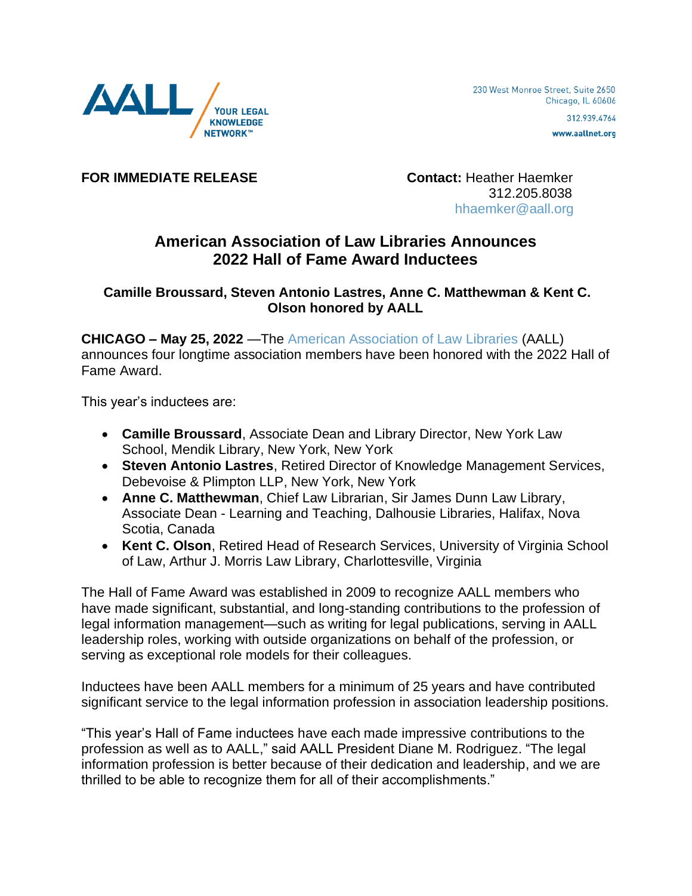AALL / YOUR LEGAL KNOWLEDGE NETWORK™

230 West Monroe Street, Suite 2650
Chicago, IL 60606
312.939.4764
www.aallnet.org

**FOR IMMEDIATE RELEASE**

**Contact:** Heather Haemker
312.205.8038
hhaemker@aall.org

# American Association of Law Libraries Announces 2022 Hall of Fame Award Inductees

### Camille Broussard, Steven Antonio Lastres, Anne C. Matthewman & Kent C. Olson honored by AALL

**CHICAGO – May 25, 2022** —The American Association of Law Libraries (AALL) announces four longtime association members have been honored with the 2022 Hall of Fame Award.

This year's inductees are:

- **Camille Broussard**, Associate Dean and Library Director, New York Law School, Mendik Library, New York, New York
- **Steven Antonio Lastres**, Retired Director of Knowledge Management Services, Debevoise & Plimpton LLP, New York, New York
- **Anne C. Matthewman**, Chief Law Librarian, Sir James Dunn Law Library, Associate Dean - Learning and Teaching, Dalhousie Libraries, Halifax, Nova Scotia, Canada
- **Kent C. Olson**, Retired Head of Research Services, University of Virginia School of Law, Arthur J. Morris Law Library, Charlottesville, Virginia

The Hall of Fame Award was established in 2009 to recognize AALL members who have made significant, substantial, and long-standing contributions to the profession of legal information management—such as writing for legal publications, serving in AALL leadership roles, working with outside organizations on behalf of the profession, or serving as exceptional role models for their colleagues.

Inductees have been AALL members for a minimum of 25 years and have contributed significant service to the legal information profession in association leadership positions.

"This year's Hall of Fame inductees have each made impressive contributions to the profession as well as to AALL," said AALL President Diane M. Rodriguez. "The legal information profession is better because of their dedication and leadership, and we are thrilled to be able to recognize them for all of their accomplishments."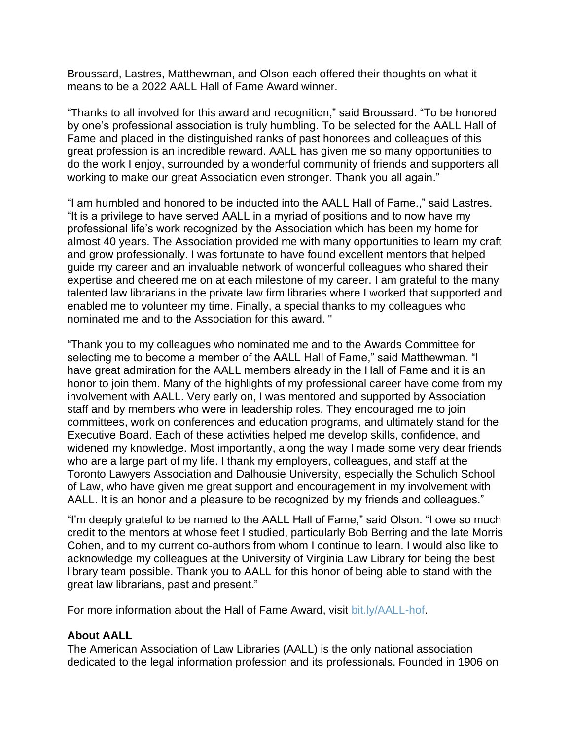Broussard, Lastres, Matthewman, and Olson each offered their thoughts on what it means to be a 2022 AALL Hall of Fame Award winner.

"Thanks to all involved for this award and recognition," said Broussard. "To be honored by one's professional association is truly humbling. To be selected for the AALL Hall of Fame and placed in the distinguished ranks of past honorees and colleagues of this great profession is an incredible reward. AALL has given me so many opportunities to do the work I enjoy, surrounded by a wonderful community of friends and supporters all working to make our great Association even stronger. Thank you all again."

"I am humbled and honored to be inducted into the AALL Hall of Fame.," said Lastres. "It is a privilege to have served AALL in a myriad of positions and to now have my professional life's work recognized by the Association which has been my home for almost 40 years. The Association provided me with many opportunities to learn my craft and grow professionally. I was fortunate to have found excellent mentors that helped guide my career and an invaluable network of wonderful colleagues who shared their expertise and cheered me on at each milestone of my career. I am grateful to the many talented law librarians in the private law firm libraries where I worked that supported and enabled me to volunteer my time. Finally, a special thanks to my colleagues who nominated me and to the Association for this award. "

"Thank you to my colleagues who nominated me and to the Awards Committee for selecting me to become a member of the AALL Hall of Fame," said Matthewman. "I have great admiration for the AALL members already in the Hall of Fame and it is an honor to join them. Many of the highlights of my professional career have come from my involvement with AALL. Very early on, I was mentored and supported by Association staff and by members who were in leadership roles. They encouraged me to join committees, work on conferences and education programs, and ultimately stand for the Executive Board. Each of these activities helped me develop skills, confidence, and widened my knowledge. Most importantly, along the way I made some very dear friends who are a large part of my life. I thank my employers, colleagues, and staff at the Toronto Lawyers Association and Dalhousie University, especially the Schulich School of Law, who have given me great support and encouragement in my involvement with AALL. It is an honor and a pleasure to be recognized by my friends and colleagues."

"I'm deeply grateful to be named to the AALL Hall of Fame," said Olson. "I owe so much credit to the mentors at whose feet I studied, particularly Bob Berring and the late Morris Cohen, and to my current co-authors from whom I continue to learn. I would also like to acknowledge my colleagues at the University of Virginia Law Library for being the best library team possible. Thank you to AALL for this honor of being able to stand with the great law librarians, past and present."

For more information about the Hall of Fame Award, visit bit.ly/AALL-hof.

**About AALL**

The American Association of Law Libraries (AALL) is the only national association dedicated to the legal information profession and its professionals. Founded in 1906 on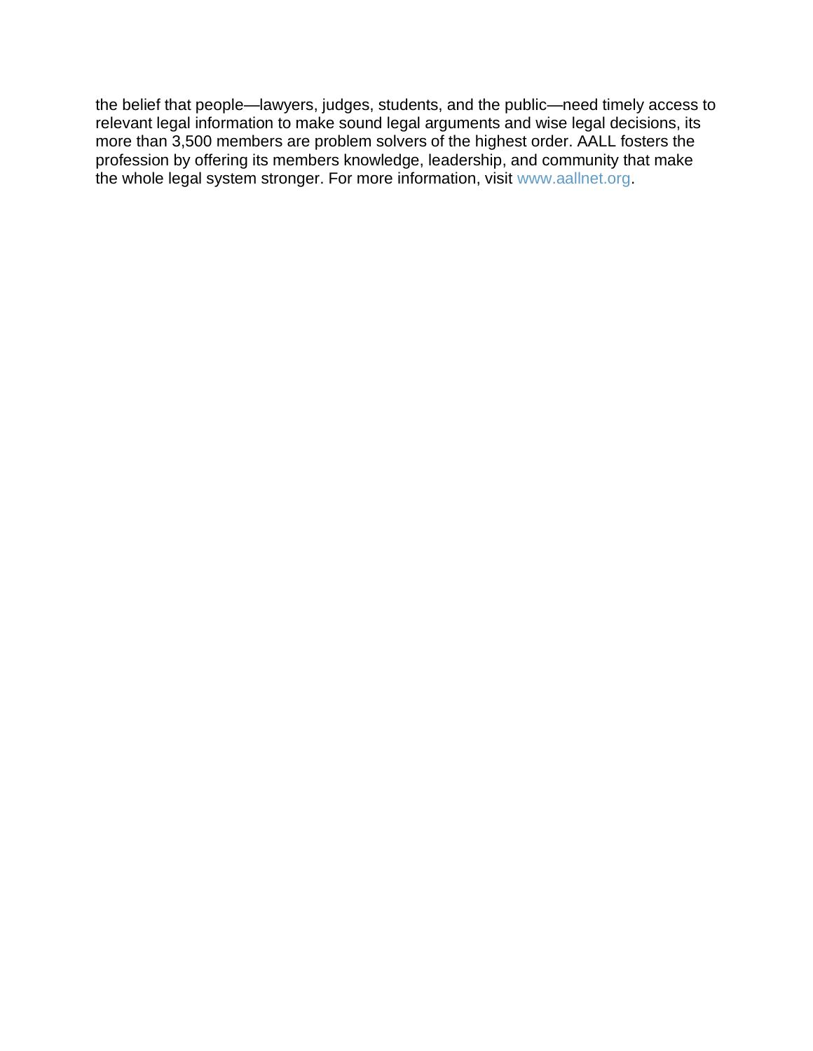the belief that people—lawyers, judges, students, and the public—need timely access to relevant legal information to make sound legal arguments and wise legal decisions, its more than 3,500 members are problem solvers of the highest order. AALL fosters the profession by offering its members knowledge, leadership, and community that make the whole legal system stronger. For more information, visit www.aallnet.org.